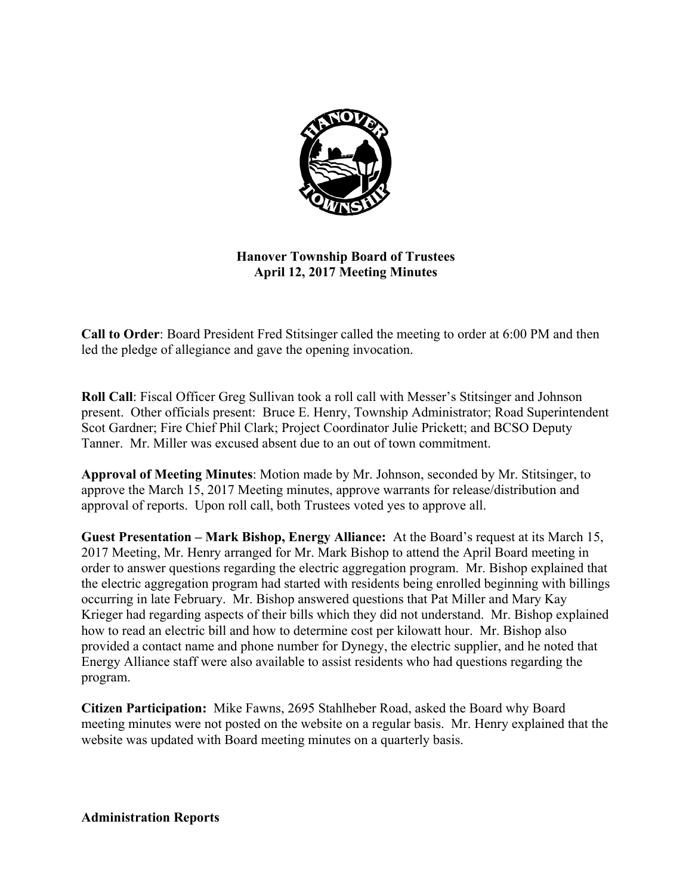# Hanover Township Board of Trustees
## April 12, 2017 Meeting Minutes

**Call to Order**: Board President Fred Stitsinger called the meeting to order at 6:00 PM and then led the pledge of allegiance and gave the opening invocation.

**Roll Call**: Fiscal Officer Greg Sullivan took a roll call with Messer's Stitsinger and Johnson present. Other officials present: Bruce E. Henry, Township Administrator; Road Superintendent Scot Gardner; Fire Chief Phil Clark; Project Coordinator Julie Prickett; and BCSO Deputy Tanner. Mr. Miller was excused absent due to an out of town commitment.

**Approval of Meeting Minutes**: Motion made by Mr. Johnson, seconded by Mr. Stitsinger, to approve the March 15, 2017 Meeting minutes, approve warrants for release/distribution and approval of reports. Upon roll call, both Trustees voted yes to approve all.

**Guest Presentation – Mark Bishop, Energy Alliance:** At the Board's request at its March 15, 2017 Meeting, Mr. Henry arranged for Mr. Mark Bishop to attend the April Board meeting in order to answer questions regarding the electric aggregation program. Mr. Bishop explained that the electric aggregation program had started with residents being enrolled beginning with billings occurring in late February. Mr. Bishop answered questions that Pat Miller and Mary Kay Krieger had regarding aspects of their bills which they did not understand. Mr. Bishop explained how to read an electric bill and how to determine cost per kilowatt hour. Mr. Bishop also provided a contact name and phone number for Dynegy, the electric supplier, and he noted that Energy Alliance staff were also available to assist residents who had questions regarding the program.

**Citizen Participation:** Mike Fawns, 2695 Stahlheber Road, asked the Board why Board meeting minutes were not posted on the website on a regular basis. Mr. Henry explained that the website was updated with Board meeting minutes on a quarterly basis.

**Administration Reports**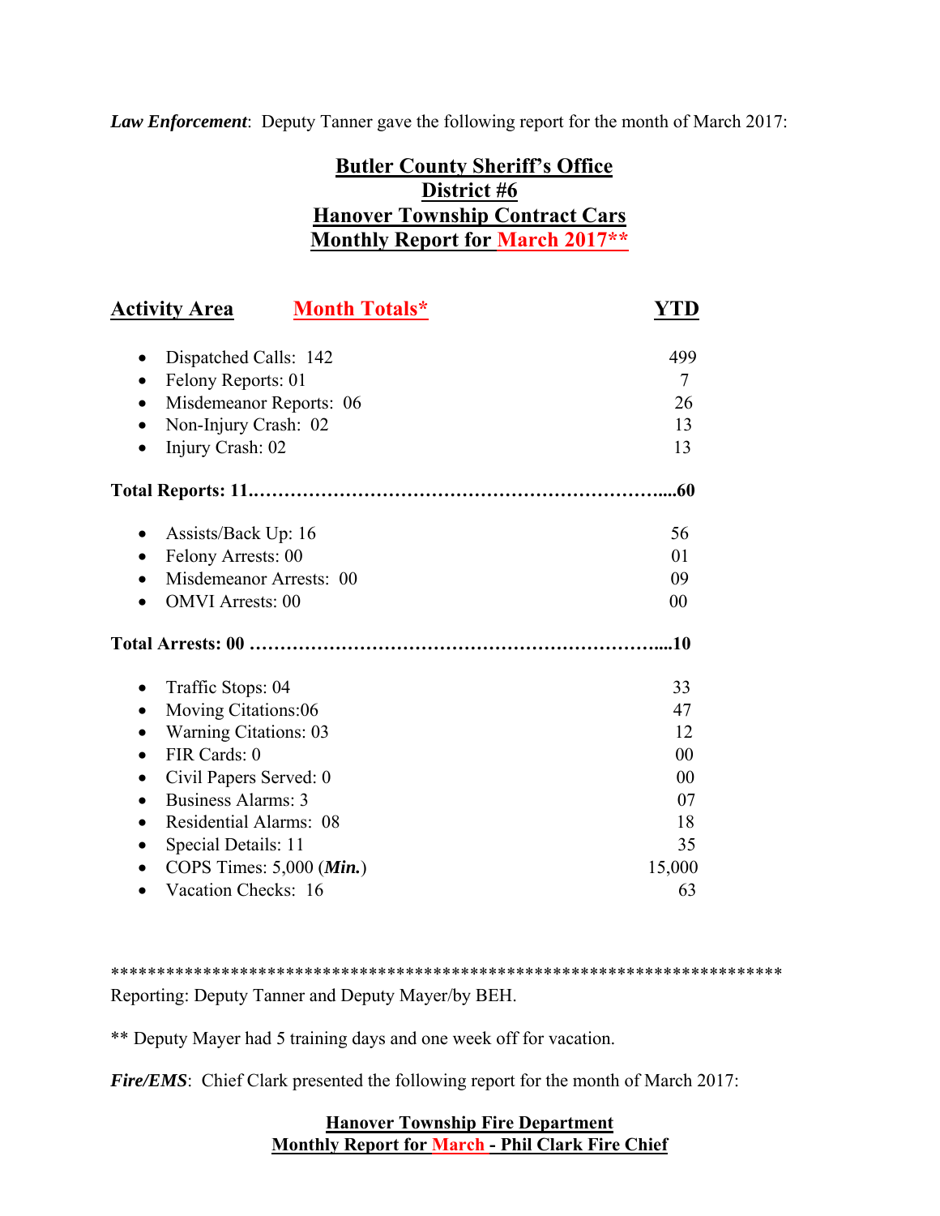***Law Enforcement***: Deputy Tanner gave the following report for the month of March 2017:

**Butler County Sheriff's Office**
**District #6**
**Hanover Township Contract Cars**
**Monthly Report for March 2017****

| Activity Area | Month Totals* | YTD |
|---|---|---|
| • Dispatched Calls: 142 | | 499 |
| • Felony Reports: 01 | | 7 |
| • Misdemeanor Reports: 06 | | 26 |
| • Non-Injury Crash: 02 | | 13 |
| • Injury Crash: 02 | | 13 |
| **Total Reports: 11** | | **60** |
| • Assists/Back Up: 16 | | 56 |
| • Felony Arrests: 00 | | 01 |
| • Misdemeanor Arrests: 00 | | 09 |
| • OMVI Arrests: 00 | | 00 |
| **Total Arrests: 00** | | **10** |
| • Traffic Stops: 04 | | 33 |
| • Moving Citations:06 | | 47 |
| • Warning Citations: 03 | | 12 |
| • FIR Cards: 0 | | 00 |
| • Civil Papers Served: 0 | | 00 |
| • Business Alarms: 3 | | 07 |
| • Residential Alarms: 08 | | 18 |
| • Special Details: 11 | | 35 |
| • COPS Times: 5,000 (***Min.***) | | 15,000 |
| • Vacation Checks: 16 | | 63 |

**************************************************************************

Reporting: Deputy Tanner and Deputy Mayer/by BEH.

** Deputy Mayer had 5 training days and one week off for vacation.

***Fire/EMS***: Chief Clark presented the following report for the month of March 2017:

**Hanover Township Fire Department**
**Monthly Report for March - Phil Clark Fire Chief**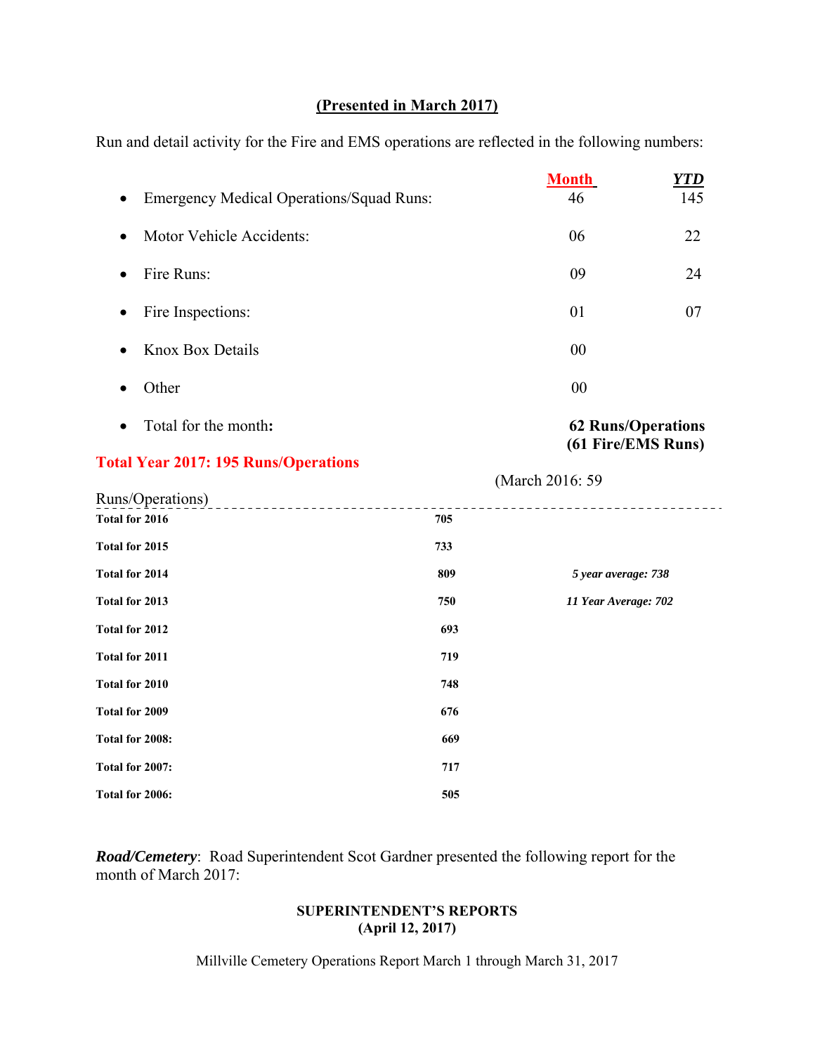**(Presented in March 2017)**

Run and detail activity for the Fire and EMS operations are reflected in the following numbers:

| | Month | YTD |
|---|---|---|
| • Emergency Medical Operations/Squad Runs: | 46 | 145 |
| • Motor Vehicle Accidents: | 06 | 22 |
| • Fire Runs: | 09 | 24 |
| • Fire Inspections: | 01 | 07 |
| • Knox Box Details | 00 | |
| • Other | 00 | |
| • Total for the month: | **62 Runs/Operations (61 Fire/EMS Runs)** | |

**Total Year 2017: 195 Runs/Operations**

(March 2016: 59 Runs/Operations)

| | | |
|---|---|---|
| **Total for 2016** | **705** | |
| **Total for 2015** | **733** | |
| **Total for 2014** | **809** | ***5 year average: 738*** |
| **Total for 2013** | **750** | ***11 Year Average: 702*** |
| **Total for 2012** | **693** | |
| **Total for 2011** | **719** | |
| **Total for 2010** | **748** | |
| **Total for 2009** | **676** | |
| **Total for 2008:** | **669** | |
| **Total for 2007:** | **717** | |
| **Total for 2006:** | **505** | |

***Road/Cemetery***: Road Superintendent Scot Gardner presented the following report for the month of March 2017:

**SUPERINTENDENT'S REPORTS**
**(April 12, 2017)**

Millville Cemetery Operations Report March 1 through March 31, 2017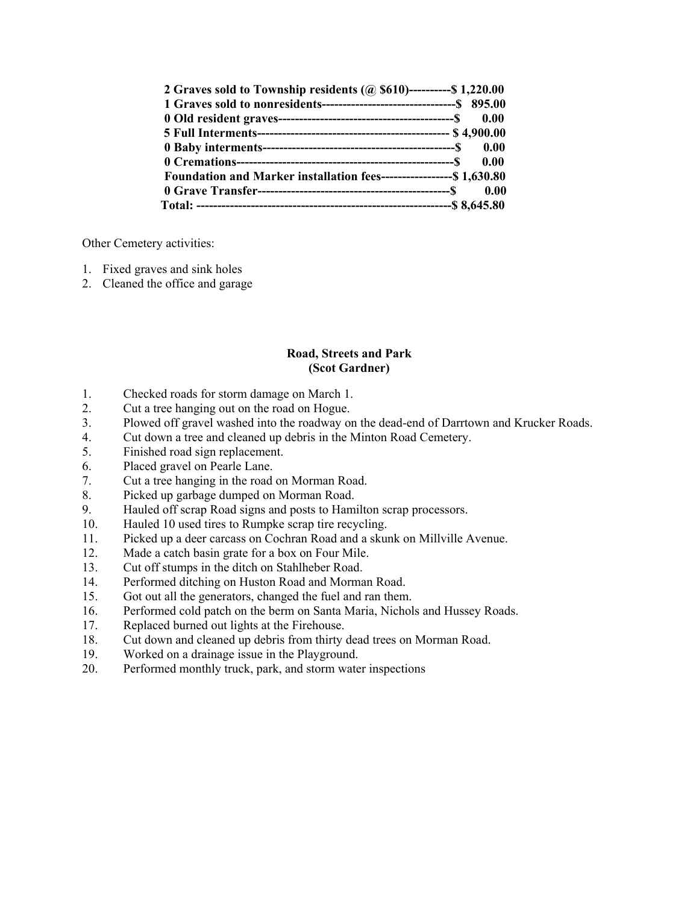**2 Graves sold to Township residents (@ $610)----------$ 1,220.00**
**1 Graves sold to nonresidents---------------------------------$ 895.00**
**0 Old resident graves-------------------------------------------$ 0.00**
**5 Full Interments---------------------------------------------- $ 4,900.00**
**0 Baby interments----------------------------------------------$ 0.00**
**0 Cremations----------------------------------------------------$ 0.00**
**Foundation and Marker installation fees-----------------$ 1,630.80**
**0 Grave Transfer----------------------------------------------$ 0.00**
**Total: -------------------------------------------------------------$ 8,645.80**

Other Cemetery activities:

1. Fixed graves and sink holes
2. Cleaned the office and garage

## Road, Streets and Park
## (Scot Gardner)

1. Checked roads for storm damage on March 1.
2. Cut a tree hanging out on the road on Hogue.
3. Plowed off gravel washed into the roadway on the dead-end of Darrtown and Krucker Roads.
4. Cut down a tree and cleaned up debris in the Minton Road Cemetery.
5. Finished road sign replacement.
6. Placed gravel on Pearle Lane.
7. Cut a tree hanging in the road on Morman Road.
8. Picked up garbage dumped on Morman Road.
9. Hauled off scrap Road signs and posts to Hamilton scrap processors.
10. Hauled 10 used tires to Rumpke scrap tire recycling.
11. Picked up a deer carcass on Cochran Road and a skunk on Millville Avenue.
12. Made a catch basin grate for a box on Four Mile.
13. Cut off stumps in the ditch on Stahlheber Road.
14. Performed ditching on Huston Road and Morman Road.
15. Got out all the generators, changed the fuel and ran them.
16. Performed cold patch on the berm on Santa Maria, Nichols and Hussey Roads.
17. Replaced burned out lights at the Firehouse.
18. Cut down and cleaned up debris from thirty dead trees on Morman Road.
19. Worked on a drainage issue in the Playground.
20. Performed monthly truck, park, and storm water inspections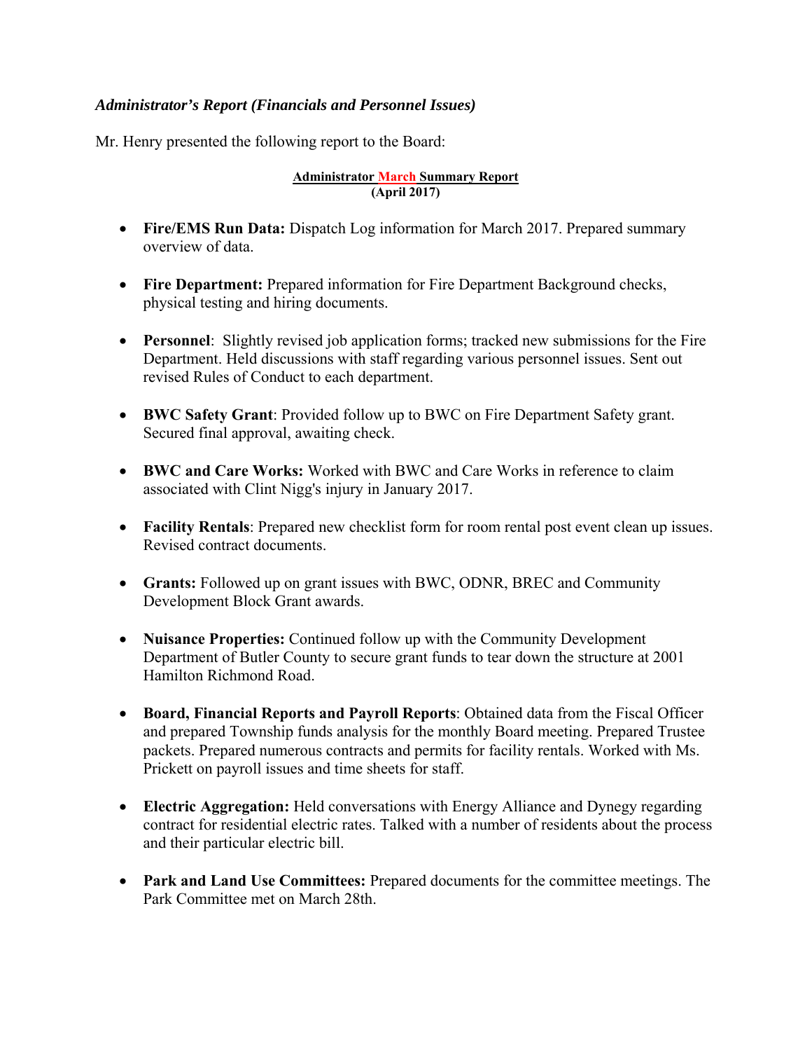***Administrator's Report (Financials and Personnel Issues)***

Mr. Henry presented the following report to the Board:

**Administrator March Summary Report**
**(April 2017)**

- **Fire/EMS Run Data:** Dispatch Log information for March 2017. Prepared summary overview of data.

- **Fire Department:** Prepared information for Fire Department Background checks, physical testing and hiring documents.

- **Personnel**: Slightly revised job application forms; tracked new submissions for the Fire Department. Held discussions with staff regarding various personnel issues. Sent out revised Rules of Conduct to each department.

- **BWC Safety Grant**: Provided follow up to BWC on Fire Department Safety grant. Secured final approval, awaiting check.

- **BWC and Care Works:** Worked with BWC and Care Works in reference to claim associated with Clint Nigg's injury in January 2017.

- **Facility Rentals**: Prepared new checklist form for room rental post event clean up issues. Revised contract documents.

- **Grants:** Followed up on grant issues with BWC, ODNR, BREC and Community Development Block Grant awards.

- **Nuisance Properties:** Continued follow up with the Community Development Department of Butler County to secure grant funds to tear down the structure at 2001 Hamilton Richmond Road.

- **Board, Financial Reports and Payroll Reports**: Obtained data from the Fiscal Officer and prepared Township funds analysis for the monthly Board meeting. Prepared Trustee packets. Prepared numerous contracts and permits for facility rentals. Worked with Ms. Prickett on payroll issues and time sheets for staff.

- **Electric Aggregation:** Held conversations with Energy Alliance and Dynegy regarding contract for residential electric rates. Talked with a number of residents about the process and their particular electric bill.

- **Park and Land Use Committees:** Prepared documents for the committee meetings. The Park Committee met on March 28th.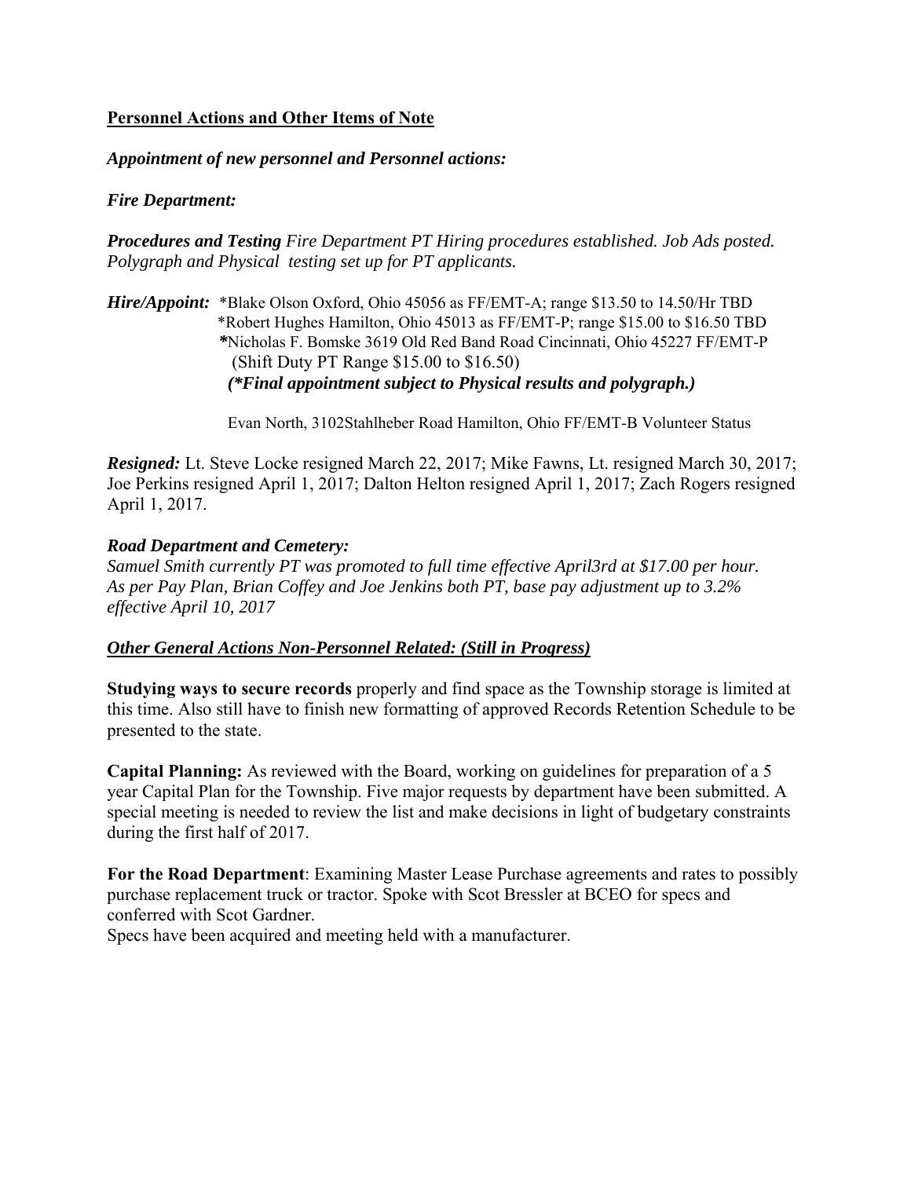**<u>Personnel Actions and Other Items of Note</u>**

***Appointment of new personnel and Personnel actions:***

***Fire Department:***

***Procedures and Testing*** *Fire Department PT Hiring procedures established. Job Ads posted. Polygraph and Physical testing set up for PT applicants.*

***Hire/Appoint:*** *Blake Olson Oxford, Ohio 45056 as FF/EMT-A; range $13.50 to 14.50/Hr TBD
*Robert Hughes Hamilton, Ohio 45013 as FF/EMT-P; range $15.00 to $16.50 TBD
*Nicholas F. Bomske 3619 Old Red Band Road Cincinnati, Ohio 45227 FF/EMT-P
(Shift Duty PT Range $15.00 to $16.50)
***(*Final appointment subject to Physical results and polygraph.)***

Evan North, 3102Stahlheber Road Hamilton, Ohio FF/EMT-B Volunteer Status

***Resigned:*** Lt. Steve Locke resigned March 22, 2017; Mike Fawns, Lt. resigned March 30, 2017; Joe Perkins resigned April 1, 2017; Dalton Helton resigned April 1, 2017; Zach Rogers resigned April 1, 2017.

***Road Department and Cemetery:***

*Samuel Smith currently PT was promoted to full time effective April3rd at $17.00 per hour. As per Pay Plan, Brian Coffey and Joe Jenkins both PT, base pay adjustment up to 3.2% effective April 10, 2017*

***<u>Other General Actions Non-Personnel Related: (Still in Progress)</u>***

**Studying ways to secure records** properly and find space as the Township storage is limited at this time. Also still have to finish new formatting of approved Records Retention Schedule to be presented to the state.

**Capital Planning:** As reviewed with the Board, working on guidelines for preparation of a 5 year Capital Plan for the Township. Five major requests by department have been submitted. A special meeting is needed to review the list and make decisions in light of budgetary constraints during the first half of 2017.

**For the Road Department**: Examining Master Lease Purchase agreements and rates to possibly purchase replacement truck or tractor. Spoke with Scot Bressler at BCEO for specs and conferred with Scot Gardner.
Specs have been acquired and meeting held with a manufacturer.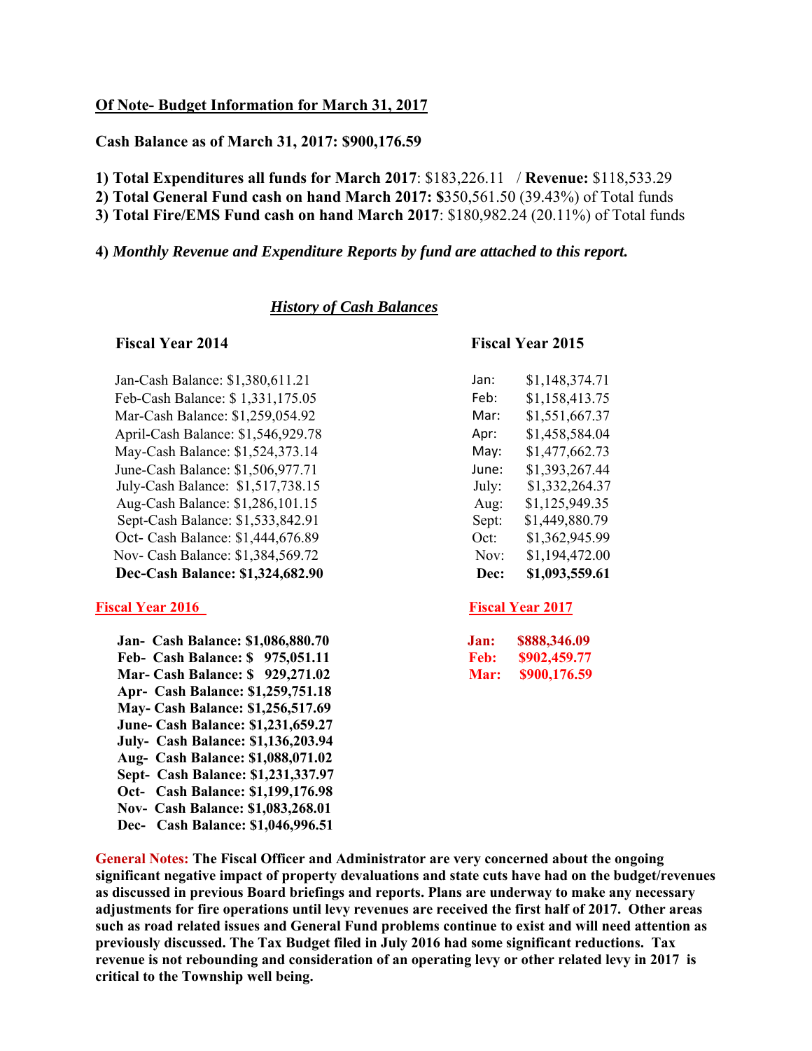**Of Note- Budget Information for March 31, 2017**

**Cash Balance as of March 31, 2017: $900,176.59**

**1) Total Expenditures all funds for March 2017**: $183,226.11 / **Revenue:** $118,533.29
**2) Total General Fund cash on hand March 2017: $**350,561.50 (39.43%) of Total funds
**3) Total Fire/EMS Fund cash on hand March 2017**: $180,982.24 (20.11%) of Total funds

**4)** ***Monthly Revenue and Expenditure Reports by fund are attached to this report.***

***History of Cash Balances***

**Fiscal Year 2014**

Jan-Cash Balance: $1,380,611.21
Feb-Cash Balance: $ 1,331,175.05
Mar-Cash Balance: $1,259,054.92
April-Cash Balance: $1,546,929.78
May-Cash Balance: $1,524,373.14
June-Cash Balance: $1,506,977.71
July-Cash Balance: $1,517,738.15
Aug-Cash Balance: $1,286,101.15
Sept-Cash Balance: $1,533,842.91
Oct- Cash Balance: $1,444,676.89
Nov- Cash Balance: $1,384,569.72
**Dec-Cash Balance: $1,324,682.90**

**Fiscal Year 2015**

| | |
|---|---|
| Jan: | $1,148,374.71 |
| Feb: | $1,158,413.75 |
| Mar: | $1,551,667.37 |
| Apr: | $1,458,584.04 |
| May: | $1,477,662.73 |
| June: | $1,393,267.44 |
| July: | $1,332,264.37 |
| Aug: | $1,125,949.35 |
| Sept: | $1,449,880.79 |
| Oct: | $1,362,945.99 |
| Nov: | $1,194,472.00 |
| **Dec:** | **$1,093,559.61** |

**Fiscal Year 2016**

**Jan- Cash Balance: $1,086,880.70**
**Feb- Cash Balance: $ 975,051.11**
**Mar- Cash Balance: $ 929,271.02**
**Apr- Cash Balance: $1,259,751.18**
**May- Cash Balance: $1,256,517.69**
**June- Cash Balance: $1,231,659.27**
**July- Cash Balance: $1,136,203.94**
**Aug- Cash Balance: $1,088,071.02**
**Sept- Cash Balance: $1,231,337.97**
**Oct- Cash Balance: $1,199,176.98**
**Nov- Cash Balance: $1,083,268.01**
**Dec- Cash Balance: $1,046,996.51**

**Fiscal Year 2017**

| | |
|---|---|
| **Jan:** | **$888,346.09** |
| **Feb:** | **$902,459.77** |
| **Mar:** | **$900,176.59** |

**General Notes: The Fiscal Officer and Administrator are very concerned about the ongoing significant negative impact of property devaluations and state cuts have had on the budget/revenues as discussed in previous Board briefings and reports. Plans are underway to make any necessary adjustments for fire operations until levy revenues are received the first half of 2017. Other areas such as road related issues and General Fund problems continue to exist and will need attention as previously discussed. The Tax Budget filed in July 2016 had some significant reductions. Tax revenue is not rebounding and consideration of an operating levy or other related levy in 2017 is critical to the Township well being.**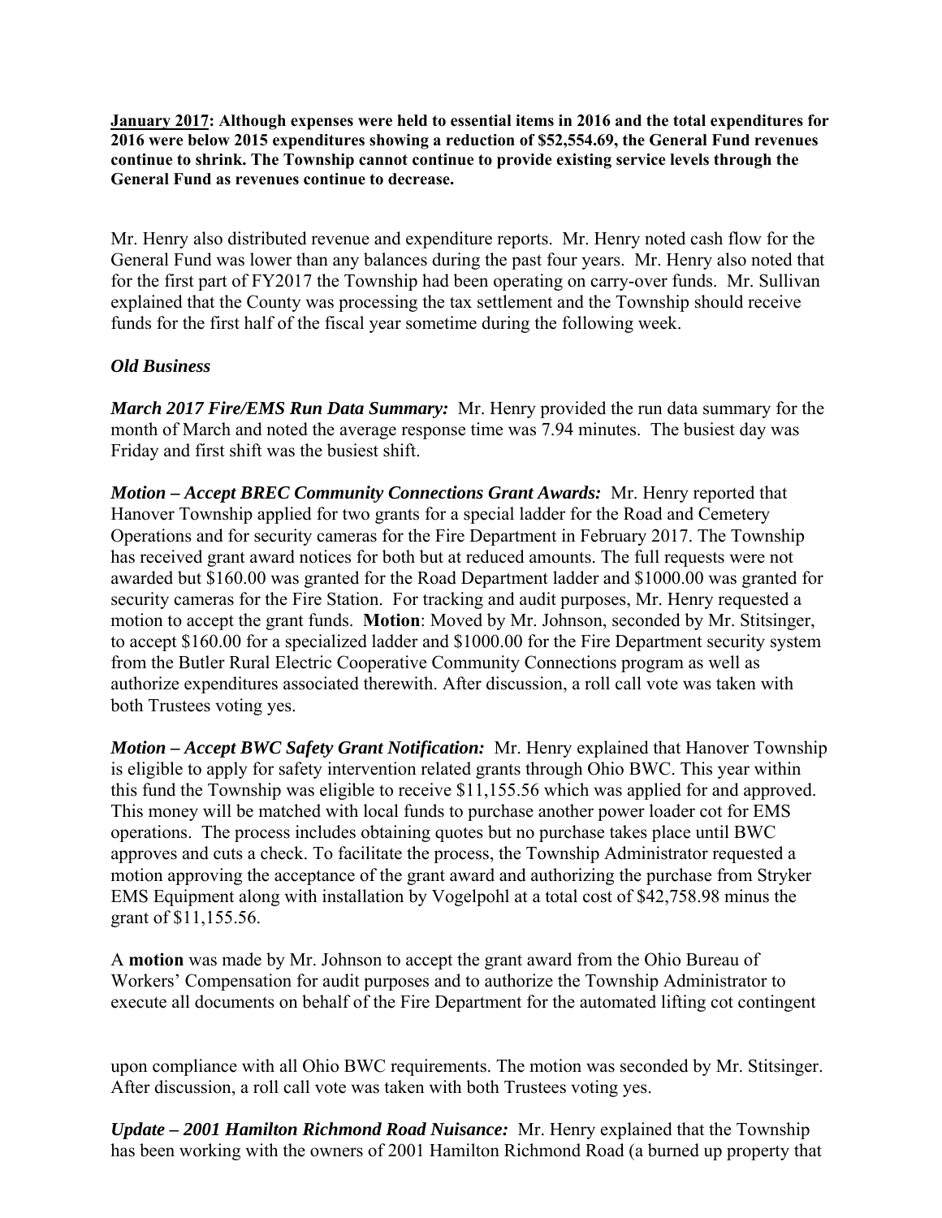**<u>January 2017</u>: Although expenses were held to essential items in 2016 and the total expenditures for 2016 were below 2015 expenditures showing a reduction of $52,554.69, the General Fund revenues continue to shrink. The Township cannot continue to provide existing service levels through the General Fund as revenues continue to decrease.**

Mr. Henry also distributed revenue and expenditure reports. Mr. Henry noted cash flow for the General Fund was lower than any balances during the past four years. Mr. Henry also noted that for the first part of FY2017 the Township had been operating on carry-over funds. Mr. Sullivan explained that the County was processing the tax settlement and the Township should receive funds for the first half of the fiscal year sometime during the following week.

### *Old Business*

***March 2017 Fire/EMS Run Data Summary:*** Mr. Henry provided the run data summary for the month of March and noted the average response time was 7.94 minutes. The busiest day was Friday and first shift was the busiest shift.

***Motion – Accept BREC Community Connections Grant Awards:*** Mr. Henry reported that Hanover Township applied for two grants for a special ladder for the Road and Cemetery Operations and for security cameras for the Fire Department in February 2017. The Township has received grant award notices for both but at reduced amounts. The full requests were not awarded but $160.00 was granted for the Road Department ladder and $1000.00 was granted for security cameras for the Fire Station. For tracking and audit purposes, Mr. Henry requested a motion to accept the grant funds. **Motion**: Moved by Mr. Johnson, seconded by Mr. Stitsinger, to accept $160.00 for a specialized ladder and $1000.00 for the Fire Department security system from the Butler Rural Electric Cooperative Community Connections program as well as authorize expenditures associated therewith. After discussion, a roll call vote was taken with both Trustees voting yes.

***Motion – Accept BWC Safety Grant Notification:*** Mr. Henry explained that Hanover Township is eligible to apply for safety intervention related grants through Ohio BWC. This year within this fund the Township was eligible to receive $11,155.56 which was applied for and approved. This money will be matched with local funds to purchase another power loader cot for EMS operations. The process includes obtaining quotes but no purchase takes place until BWC approves and cuts a check. To facilitate the process, the Township Administrator requested a motion approving the acceptance of the grant award and authorizing the purchase from Stryker EMS Equipment along with installation by Vogelpohl at a total cost of $42,758.98 minus the grant of $11,155.56.

A **motion** was made by Mr. Johnson to accept the grant award from the Ohio Bureau of Workers' Compensation for audit purposes and to authorize the Township Administrator to execute all documents on behalf of the Fire Department for the automated lifting cot contingent upon compliance with all Ohio BWC requirements. The motion was seconded by Mr. Stitsinger. After discussion, a roll call vote was taken with both Trustees voting yes.

***Update – 2001 Hamilton Richmond Road Nuisance:*** Mr. Henry explained that the Township has been working with the owners of 2001 Hamilton Richmond Road (a burned up property that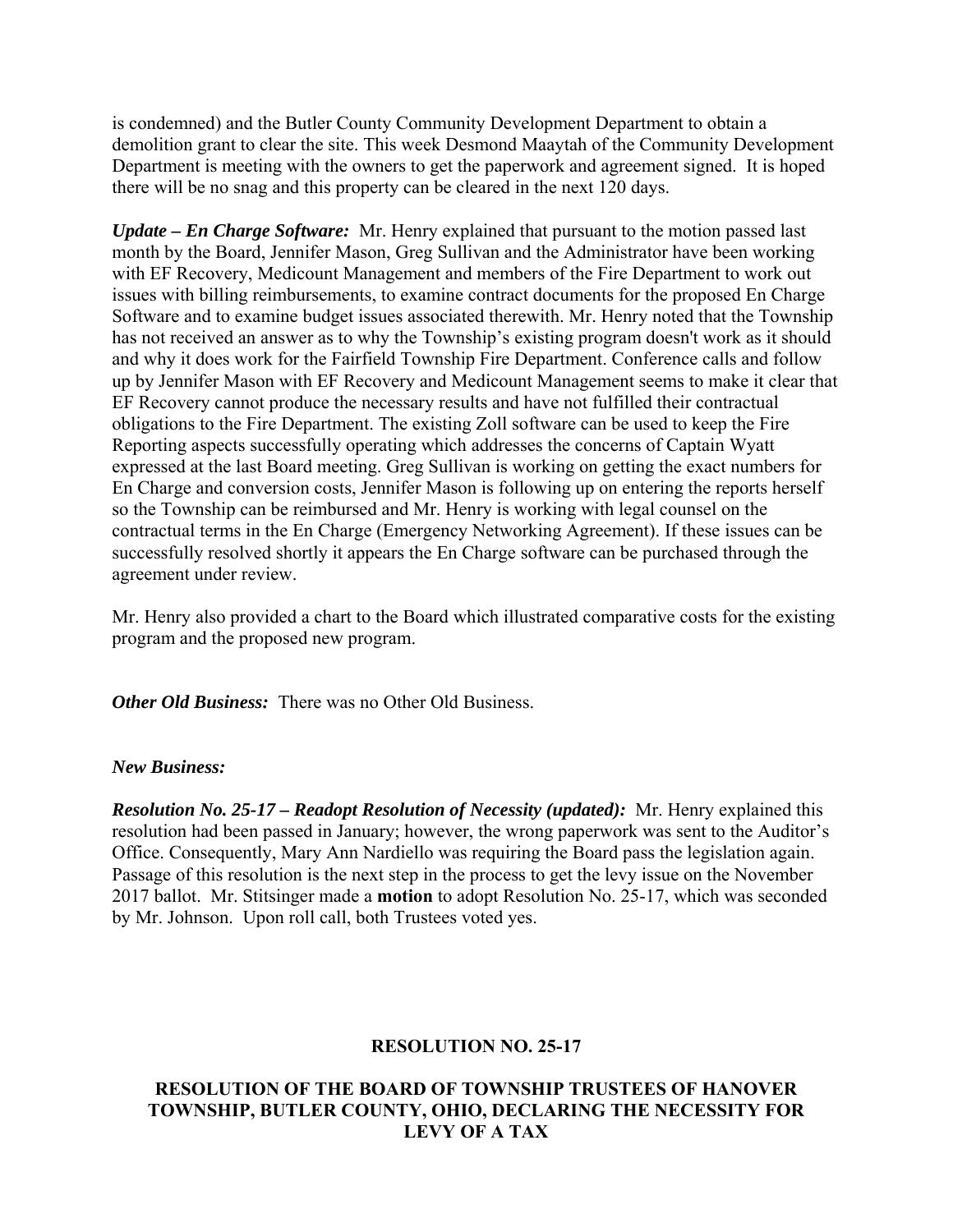is condemned) and the Butler County Community Development Department to obtain a demolition grant to clear the site. This week Desmond Maaytah of the Community Development Department is meeting with the owners to get the paperwork and agreement signed. It is hoped there will be no snag and this property can be cleared in the next 120 days.

***Update – En Charge Software:*** Mr. Henry explained that pursuant to the motion passed last month by the Board, Jennifer Mason, Greg Sullivan and the Administrator have been working with EF Recovery, Medicount Management and members of the Fire Department to work out issues with billing reimbursements, to examine contract documents for the proposed En Charge Software and to examine budget issues associated therewith. Mr. Henry noted that the Township has not received an answer as to why the Township's existing program doesn't work as it should and why it does work for the Fairfield Township Fire Department. Conference calls and follow up by Jennifer Mason with EF Recovery and Medicount Management seems to make it clear that EF Recovery cannot produce the necessary results and have not fulfilled their contractual obligations to the Fire Department. The existing Zoll software can be used to keep the Fire Reporting aspects successfully operating which addresses the concerns of Captain Wyatt expressed at the last Board meeting. Greg Sullivan is working on getting the exact numbers for En Charge and conversion costs, Jennifer Mason is following up on entering the reports herself so the Township can be reimbursed and Mr. Henry is working with legal counsel on the contractual terms in the En Charge (Emergency Networking Agreement). If these issues can be successfully resolved shortly it appears the En Charge software can be purchased through the agreement under review.

Mr. Henry also provided a chart to the Board which illustrated comparative costs for the existing program and the proposed new program.

***Other Old Business:*** There was no Other Old Business.

***New Business:***

***Resolution No. 25-17 – Readopt Resolution of Necessity (updated):*** Mr. Henry explained this resolution had been passed in January; however, the wrong paperwork was sent to the Auditor's Office. Consequently, Mary Ann Nardiello was requiring the Board pass the legislation again. Passage of this resolution is the next step in the process to get the levy issue on the November 2017 ballot. Mr. Stitsinger made a **motion** to adopt Resolution No. 25-17, which was seconded by Mr. Johnson. Upon roll call, both Trustees voted yes.

**RESOLUTION NO. 25-17**

**RESOLUTION OF THE BOARD OF TOWNSHIP TRUSTEES OF HANOVER TOWNSHIP, BUTLER COUNTY, OHIO, DECLARING THE NECESSITY FOR LEVY OF A TAX**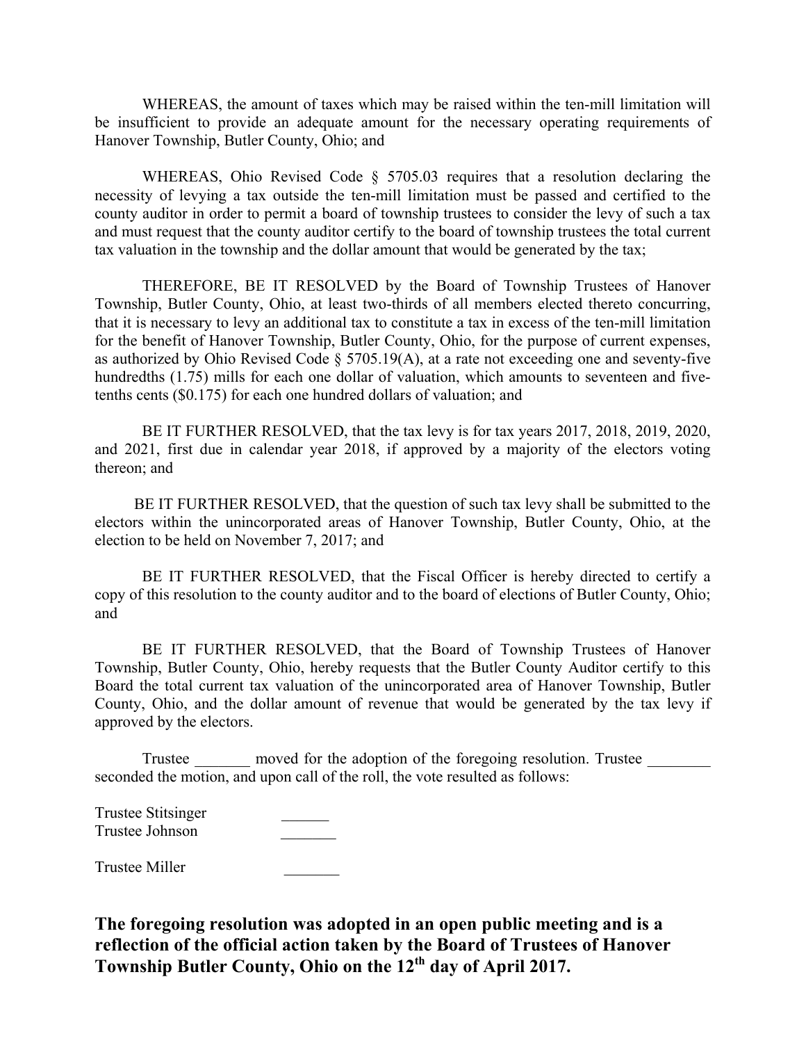WHEREAS, the amount of taxes which may be raised within the ten-mill limitation will be insufficient to provide an adequate amount for the necessary operating requirements of Hanover Township, Butler County, Ohio; and

WHEREAS, Ohio Revised Code § 5705.03 requires that a resolution declaring the necessity of levying a tax outside the ten-mill limitation must be passed and certified to the county auditor in order to permit a board of township trustees to consider the levy of such a tax and must request that the county auditor certify to the board of township trustees the total current tax valuation in the township and the dollar amount that would be generated by the tax;

THEREFORE, BE IT RESOLVED by the Board of Township Trustees of Hanover Township, Butler County, Ohio, at least two-thirds of all members elected thereto concurring, that it is necessary to levy an additional tax to constitute a tax in excess of the ten-mill limitation for the benefit of Hanover Township, Butler County, Ohio, for the purpose of current expenses, as authorized by Ohio Revised Code § 5705.19(A), at a rate not exceeding one and seventy-five hundredths (1.75) mills for each one dollar of valuation, which amounts to seventeen and five-tenths cents ($0.175) for each one hundred dollars of valuation; and

BE IT FURTHER RESOLVED, that the tax levy is for tax years 2017, 2018, 2019, 2020, and 2021, first due in calendar year 2018, if approved by a majority of the electors voting thereon; and

BE IT FURTHER RESOLVED, that the question of such tax levy shall be submitted to the electors within the unincorporated areas of Hanover Township, Butler County, Ohio, at the election to be held on November 7, 2017; and

BE IT FURTHER RESOLVED, that the Fiscal Officer is hereby directed to certify a copy of this resolution to the county auditor and to the board of elections of Butler County, Ohio; and

BE IT FURTHER RESOLVED, that the Board of Township Trustees of Hanover Township, Butler County, Ohio, hereby requests that the Butler County Auditor certify to this Board the total current tax valuation of the unincorporated area of Hanover Township, Butler County, Ohio, and the dollar amount of revenue that would be generated by the tax levy if approved by the electors.

Trustee _______ moved for the adoption of the foregoing resolution. Trustee ________ seconded the motion, and upon call of the roll, the vote resulted as follows:

Trustee Stitsinger ______
Trustee Johnson _______

Trustee Miller _______

**The foregoing resolution was adopted in an open public meeting and is a reflection of the official action taken by the Board of Trustees of Hanover Township Butler County, Ohio on the 12th day of April 2017.**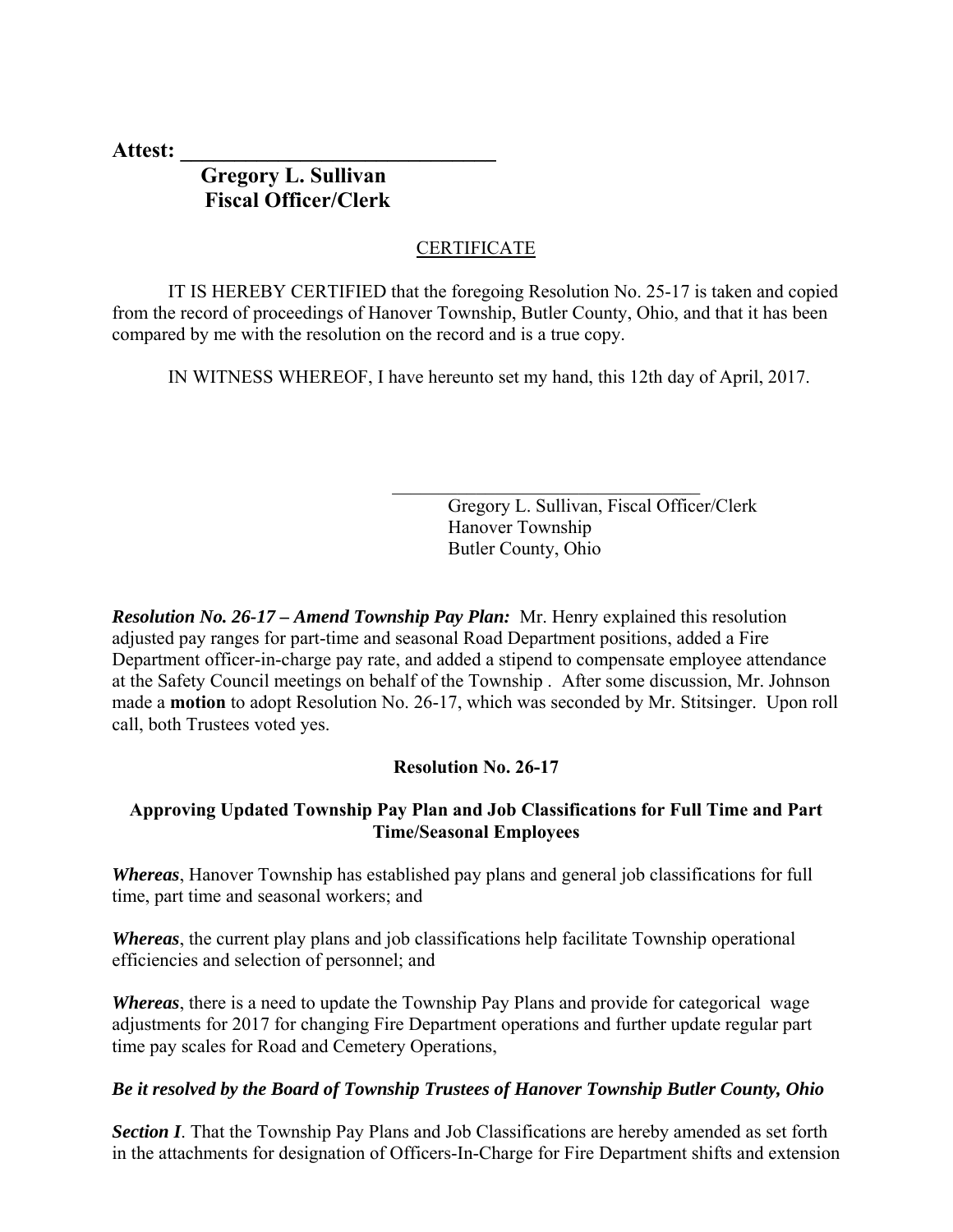**Attest: \_\_\_\_\_\_\_\_\_\_\_\_\_\_\_\_\_\_\_\_\_\_\_\_\_\_\_\_\_\_**

**Gregory L. Sullivan**
**Fiscal Officer/Clerk**

CERTIFICATE

IT IS HEREBY CERTIFIED that the foregoing Resolution No. 25-17 is taken and copied from the record of proceedings of Hanover Township, Butler County, Ohio, and that it has been compared by me with the resolution on the record and is a true copy.

IN WITNESS WHEREOF, I have hereunto set my hand, this 12th day of April, 2017.

\_\_\_\_\_\_\_\_\_\_\_\_\_\_\_\_\_\_\_\_\_\_\_\_\_\_\_\_\_\_\_\_\_\_

Gregory L. Sullivan, Fiscal Officer/Clerk
Hanover Township
Butler County, Ohio

***Resolution No. 26-17 – Amend Township Pay Plan:*** Mr. Henry explained this resolution adjusted pay ranges for part-time and seasonal Road Department positions, added a Fire Department officer-in-charge pay rate, and added a stipend to compensate employee attendance at the Safety Council meetings on behalf of the Township . After some discussion, Mr. Johnson made a **motion** to adopt Resolution No. 26-17, which was seconded by Mr. Stitsinger. Upon roll call, both Trustees voted yes.

**Resolution No. 26-17**

**Approving Updated Township Pay Plan and Job Classifications for Full Time and Part Time/Seasonal Employees**

***Whereas***, Hanover Township has established pay plans and general job classifications for full time, part time and seasonal workers; and

***Whereas***, the current play plans and job classifications help facilitate Township operational efficiencies and selection of personnel; and

***Whereas***, there is a need to update the Township Pay Plans and provide for categorical wage adjustments for 2017 for changing Fire Department operations and further update regular part time pay scales for Road and Cemetery Operations,

***Be it resolved by the Board of Township Trustees of Hanover Township Butler County, Ohio***

***Section I***. That the Township Pay Plans and Job Classifications are hereby amended as set forth in the attachments for designation of Officers-In-Charge for Fire Department shifts and extension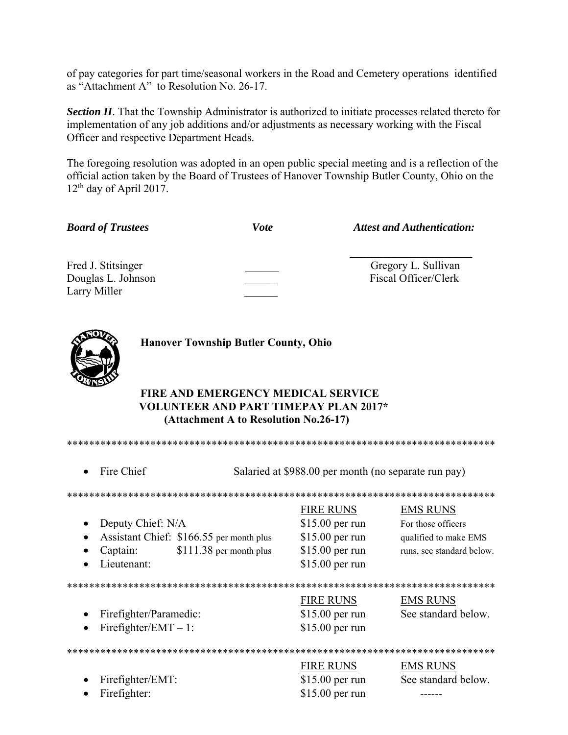of pay categories for part time/seasonal workers in the Road and Cemetery operations identified as “Attachment A” to Resolution No. 26-17.

***Section II***. That the Township Administrator is authorized to initiate processes related thereto for implementation of any job additions and/or adjustments as necessary working with the Fiscal Officer and respective Department Heads.

The foregoing resolution was adopted in an open public special meeting and is a reflection of the official action taken by the Board of Trustees of Hanover Township Butler County, Ohio on the 12th day of April 2017.

| ***Board of Trustees*** | ***Vote*** | ***Attest and Authentication:*** |
|---|---|---|
| Fred J. Stitsinger | ______ | Gregory L. Sullivan |
| Douglas L. Johnson | ______ | Fiscal Officer/Clerk |
| Larry Miller | ______ | |

**Hanover Township Butler County, Ohio**

**FIRE AND EMERGENCY MEDICAL SERVICE VOLUNTEER AND PART TIMEPAY PLAN 2017\***
**(Attachment A to Resolution No.26-17)**

*****************************************************************************

- Fire Chief — Salaried at $988.00 per month (no separate run pay)

*****************************************************************************

| | FIRE RUNS | EMS RUNS |
|---|---|---|
| • Deputy Chief: N/A | $15.00 per run | For those officers |
| • Assistant Chief: $166.55 per month plus | $15.00 per run | qualified to make EMS |
| • Captain: $111.38 per month plus | $15.00 per run | runs, see standard below. |
| • Lieutenant: | $15.00 per run | |

*****************************************************************************

| | FIRE RUNS | EMS RUNS |
|---|---|---|
| • Firefighter/Paramedic: | $15.00 per run | See standard below. |
| • Firefighter/EMT – 1: | $15.00 per run | |

*****************************************************************************

| | FIRE RUNS | EMS RUNS |
|---|---|---|
| • Firefighter/EMT: | $15.00 per run | See standard below. |
| • Firefighter: | $15.00 per run | ------ |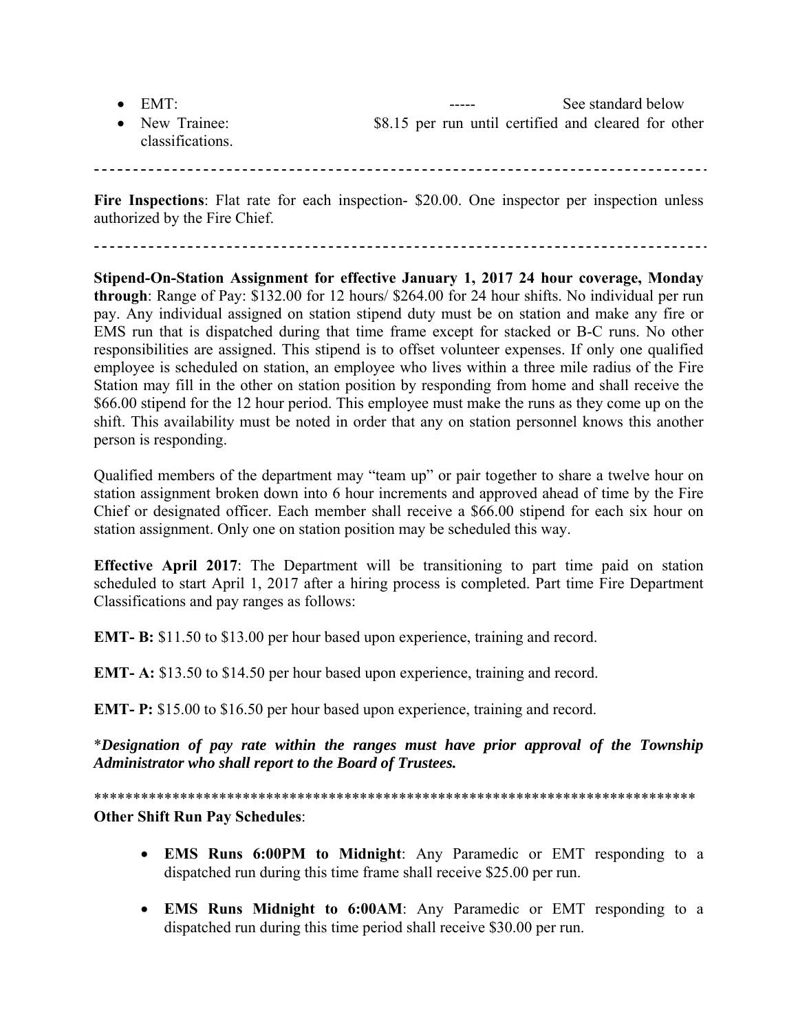- EMT: ----- See standard below
- New Trainee: $8.15 per run until certified and cleared for other classifications.

---

**Fire Inspections**: Flat rate for each inspection- $20.00. One inspector per inspection unless authorized by the Fire Chief.

---

**Stipend-On-Station Assignment for effective January 1, 2017 24 hour coverage, Monday through**: Range of Pay: $132.00 for 12 hours/ $264.00 for 24 hour shifts. No individual per run pay. Any individual assigned on station stipend duty must be on station and make any fire or EMS run that is dispatched during that time frame except for stacked or B-C runs. No other responsibilities are assigned. This stipend is to offset volunteer expenses. If only one qualified employee is scheduled on station, an employee who lives within a three mile radius of the Fire Station may fill in the other on station position by responding from home and shall receive the $66.00 stipend for the 12 hour period. This employee must make the runs as they come up on the shift. This availability must be noted in order that any on station personnel knows this another person is responding.

Qualified members of the department may "team up" or pair together to share a twelve hour on station assignment broken down into 6 hour increments and approved ahead of time by the Fire Chief or designated officer. Each member shall receive a $66.00 stipend for each six hour on station assignment. Only one on station position may be scheduled this way.

**Effective April 2017**: The Department will be transitioning to part time paid on station scheduled to start April 1, 2017 after a hiring process is completed. Part time Fire Department Classifications and pay ranges as follows:

**EMT- B:** $11.50 to $13.00 per hour based upon experience, training and record.

**EMT- A:** $13.50 to $14.50 per hour based upon experience, training and record.

**EMT- P:** $15.00 to $16.50 per hour based upon experience, training and record.

***Designation of pay rate within the ranges must have prior approval of the Township Administrator who shall report to the Board of Trustees.***

******************************************************************************

**Other Shift Run Pay Schedules**:

- **EMS Runs 6:00PM to Midnight**: Any Paramedic or EMT responding to a dispatched run during this time frame shall receive $25.00 per run.
- **EMS Runs Midnight to 6:00AM**: Any Paramedic or EMT responding to a dispatched run during this time period shall receive $30.00 per run.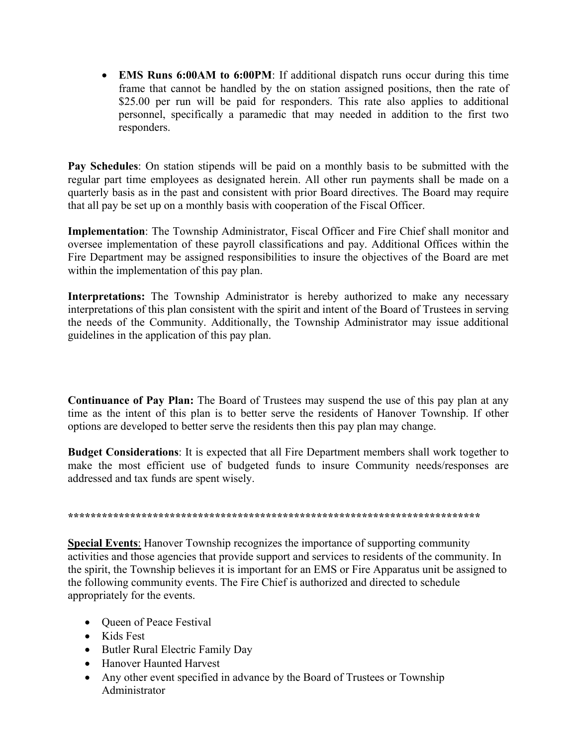- **EMS Runs 6:00AM to 6:00PM**: If additional dispatch runs occur during this time frame that cannot be handled by the on station assigned positions, then the rate of $25.00 per run will be paid for responders. This rate also applies to additional personnel, specifically a paramedic that may needed in addition to the first two responders.

**Pay Schedules**: On station stipends will be paid on a monthly basis to be submitted with the regular part time employees as designated herein. All other run payments shall be made on a quarterly basis as in the past and consistent with prior Board directives. The Board may require that all pay be set up on a monthly basis with cooperation of the Fiscal Officer.

**Implementation**: The Township Administrator, Fiscal Officer and Fire Chief shall monitor and oversee implementation of these payroll classifications and pay. Additional Offices within the Fire Department may be assigned responsibilities to insure the objectives of the Board are met within the implementation of this pay plan.

**Interpretations:** The Township Administrator is hereby authorized to make any necessary interpretations of this plan consistent with the spirit and intent of the Board of Trustees in serving the needs of the Community. Additionally, the Township Administrator may issue additional guidelines in the application of this pay plan.

**Continuance of Pay Plan:** The Board of Trustees may suspend the use of this pay plan at any time as the intent of this plan is to better serve the residents of Hanover Township. If other options are developed to better serve the residents then this pay plan may change.

**Budget Considerations**: It is expected that all Fire Department members shall work together to make the most efficient use of budgeted funds to insure Community needs/responses are addressed and tax funds are spent wisely.

**************************************************************************

**<u>Special Events</u>**: Hanover Township recognizes the importance of supporting community activities and those agencies that provide support and services to residents of the community. In the spirit, the Township believes it is important for an EMS or Fire Apparatus unit be assigned to the following community events. The Fire Chief is authorized and directed to schedule appropriately for the events.

- Queen of Peace Festival
- Kids Fest
- Butler Rural Electric Family Day
- Hanover Haunted Harvest
- Any other event specified in advance by the Board of Trustees or Township Administrator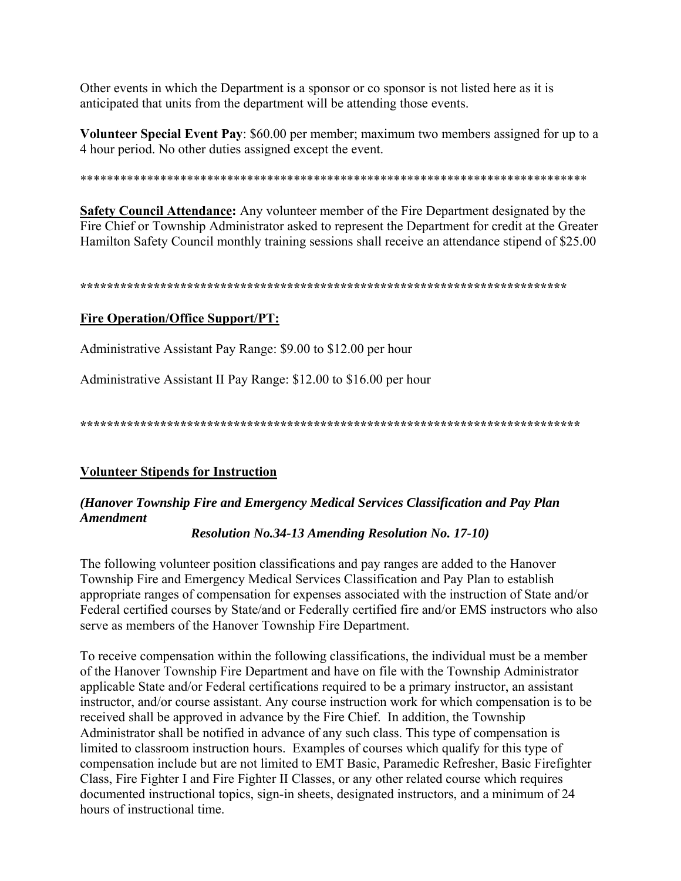Other events in which the Department is a sponsor or co sponsor is not listed here as it is anticipated that units from the department will be attending those events.

**Volunteer Special Event Pay**: $60.00 per member; maximum two members assigned for up to a 4 hour period. No other duties assigned except the event.

******************************************************************************

**Safety Council Attendance:** Any volunteer member of the Fire Department designated by the Fire Chief or Township Administrator asked to represent the Department for credit at the Greater Hamilton Safety Council monthly training sessions shall receive an attendance stipend of $25.00

**************************************************************************

**Fire Operation/Office Support/PT:**

Administrative Assistant Pay Range: $9.00 to $12.00 per hour

Administrative Assistant II Pay Range: $12.00 to $16.00 per hour

**************************************************************************

**Volunteer Stipends for Instruction**

***(Hanover Township Fire and Emergency Medical Services Classification and Pay Plan Amendment***
***Resolution No.34-13 Amending Resolution No. 17-10)***

The following volunteer position classifications and pay ranges are added to the Hanover Township Fire and Emergency Medical Services Classification and Pay Plan to establish appropriate ranges of compensation for expenses associated with the instruction of State and/or Federal certified courses by State/and or Federally certified fire and/or EMS instructors who also serve as members of the Hanover Township Fire Department.

To receive compensation within the following classifications, the individual must be a member of the Hanover Township Fire Department and have on file with the Township Administrator applicable State and/or Federal certifications required to be a primary instructor, an assistant instructor, and/or course assistant. Any course instruction work for which compensation is to be received shall be approved in advance by the Fire Chief. In addition, the Township Administrator shall be notified in advance of any such class. This type of compensation is limited to classroom instruction hours. Examples of courses which qualify for this type of compensation include but are not limited to EMT Basic, Paramedic Refresher, Basic Firefighter Class, Fire Fighter I and Fire Fighter II Classes, or any other related course which requires documented instructional topics, sign-in sheets, designated instructors, and a minimum of 24 hours of instructional time.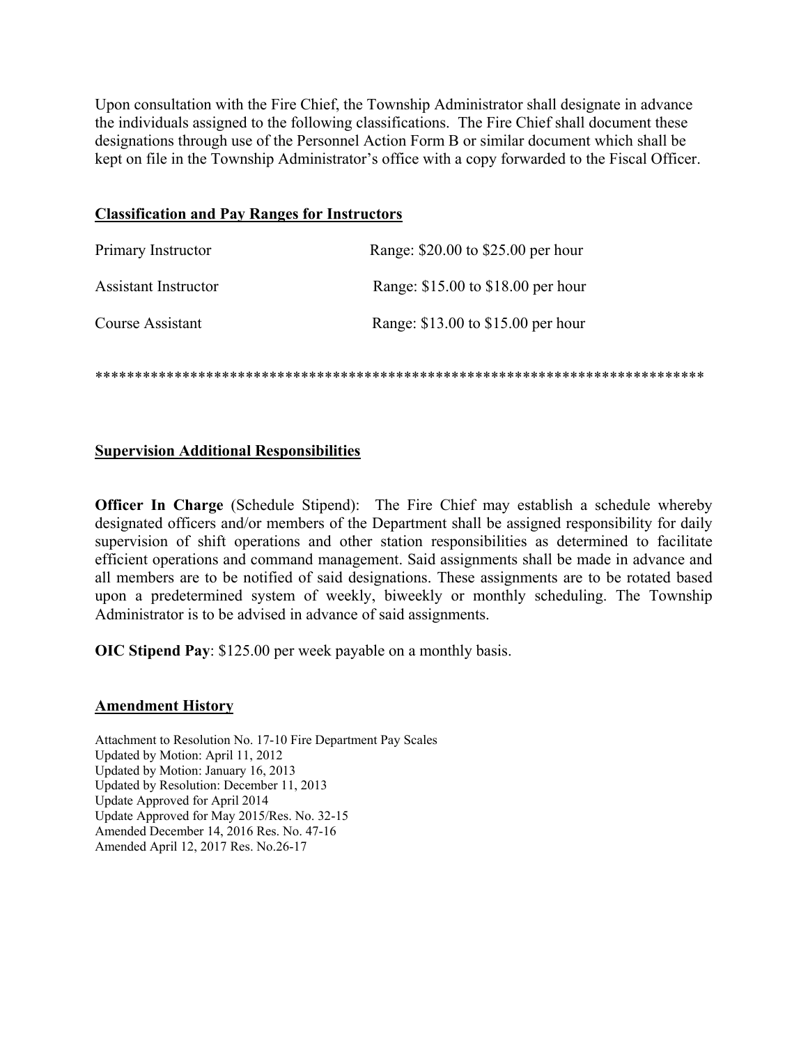Upon consultation with the Fire Chief, the Township Administrator shall designate in advance the individuals assigned to the following classifications. The Fire Chief shall document these designations through use of the Personnel Action Form B or similar document which shall be kept on file in the Township Administrator's office with a copy forwarded to the Fiscal Officer.

## Classification and Pay Ranges for Instructors

| | |
|---|---|
| Primary Instructor | Range: $20.00 to $25.00 per hour |
| Assistant Instructor | Range: $15.00 to $18.00 per hour |
| Course Assistant | Range: $13.00 to $15.00 per hour |

*****************************************************************************

## Supervision Additional Responsibilities

**Officer In Charge** (Schedule Stipend): The Fire Chief may establish a schedule whereby designated officers and/or members of the Department shall be assigned responsibility for daily supervision of shift operations and other station responsibilities as determined to facilitate efficient operations and command management. Said assignments shall be made in advance and all members are to be notified of said designations. These assignments are to be rotated based upon a predetermined system of weekly, biweekly or monthly scheduling. The Township Administrator is to be advised in advance of said assignments.

**OIC Stipend Pay**: $125.00 per week payable on a monthly basis.

## Amendment History

Attachment to Resolution No. 17-10 Fire Department Pay Scales
Updated by Motion: April 11, 2012
Updated by Motion: January 16, 2013
Updated by Resolution: December 11, 2013
Update Approved for April 2014
Update Approved for May 2015/Res. No. 32-15
Amended December 14, 2016 Res. No. 47-16
Amended April 12, 2017 Res. No.26-17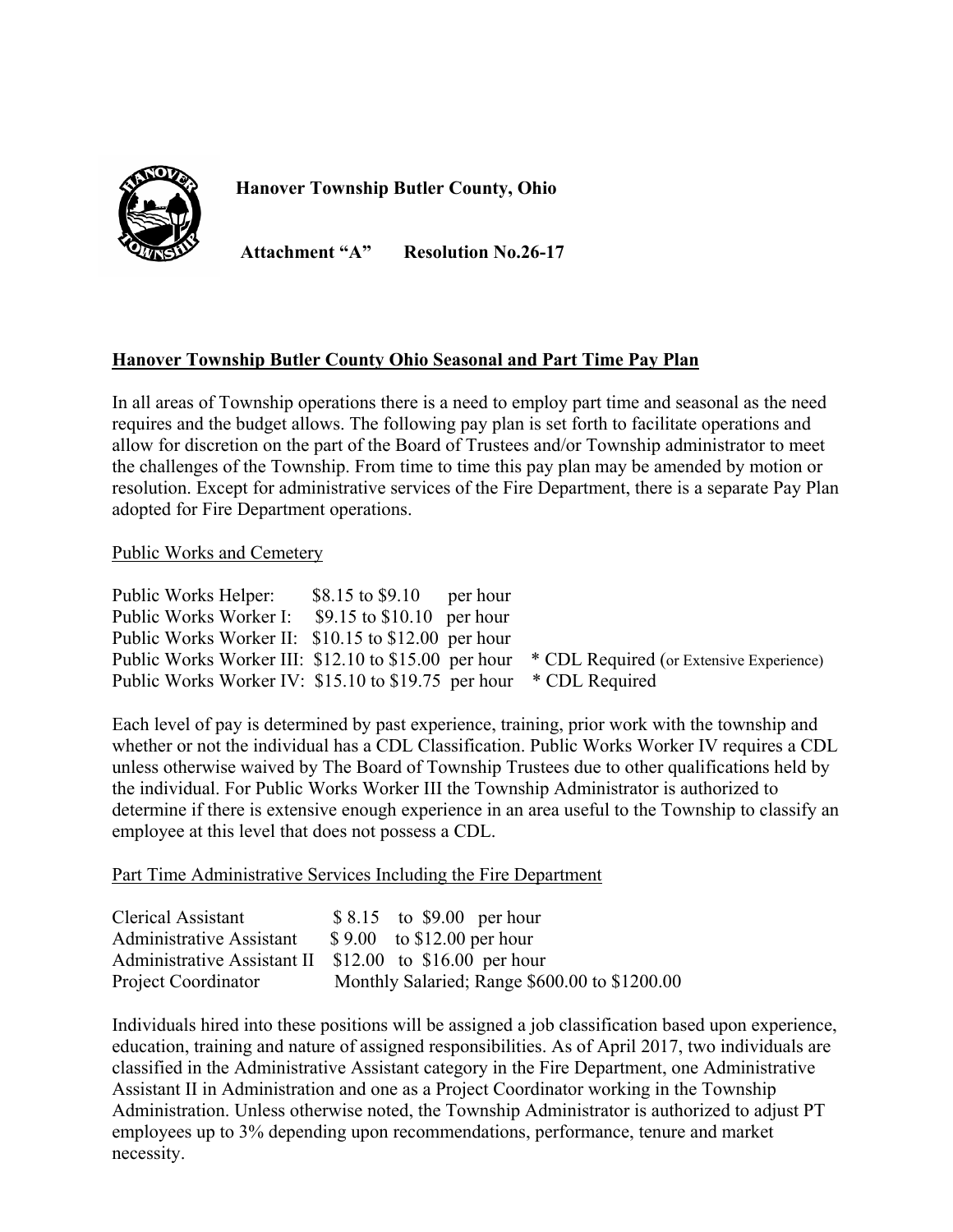**Hanover Township Butler County, Ohio**

**Attachment "A" Resolution No.26-17**

## Hanover Township Butler County Ohio Seasonal and Part Time Pay Plan

In all areas of Township operations there is a need to employ part time and seasonal as the need requires and the budget allows. The following pay plan is set forth to facilitate operations and allow for discretion on the part of the Board of Trustees and/or Township administrator to meet the challenges of the Township. From time to time this pay plan may be amended by motion or resolution. Except for administrative services of the Fire Department, there is a separate Pay Plan adopted for Fire Department operations.

Public Works and Cemetery

| Position | Pay Range | | Notes |
|---|---|---|---|
| Public Works Helper: | $8.15 to $9.10 | per hour | |
| Public Works Worker I: | $9.15 to $10.10 | per hour | |
| Public Works Worker II: | $10.15 to $12.00 | per hour | |
| Public Works Worker III: | $12.10 to $15.00 | per hour | * CDL Required (or Extensive Experience) |
| Public Works Worker IV: | $15.10 to $19.75 | per hour | * CDL Required |

Each level of pay is determined by past experience, training, prior work with the township and whether or not the individual has a CDL Classification. Public Works Worker IV requires a CDL unless otherwise waived by The Board of Township Trustees due to other qualifications held by the individual. For Public Works Worker III the Township Administrator is authorized to determine if there is extensive enough experience in an area useful to the Township to classify an employee at this level that does not possess a CDL.

Part Time Administrative Services Including the Fire Department

| Position | Pay Range |
|---|---|
| Clerical Assistant | $ 8.15 to $9.00 per hour |
| Administrative Assistant | $ 9.00 to $12.00 per hour |
| Administrative Assistant II | $12.00 to $16.00 per hour |
| Project Coordinator | Monthly Salaried; Range $600.00 to $1200.00 |

Individuals hired into these positions will be assigned a job classification based upon experience, education, training and nature of assigned responsibilities. As of April 2017, two individuals are classified in the Administrative Assistant category in the Fire Department, one Administrative Assistant II in Administration and one as a Project Coordinator working in the Township Administration. Unless otherwise noted, the Township Administrator is authorized to adjust PT employees up to 3% depending upon recommendations, performance, tenure and market necessity.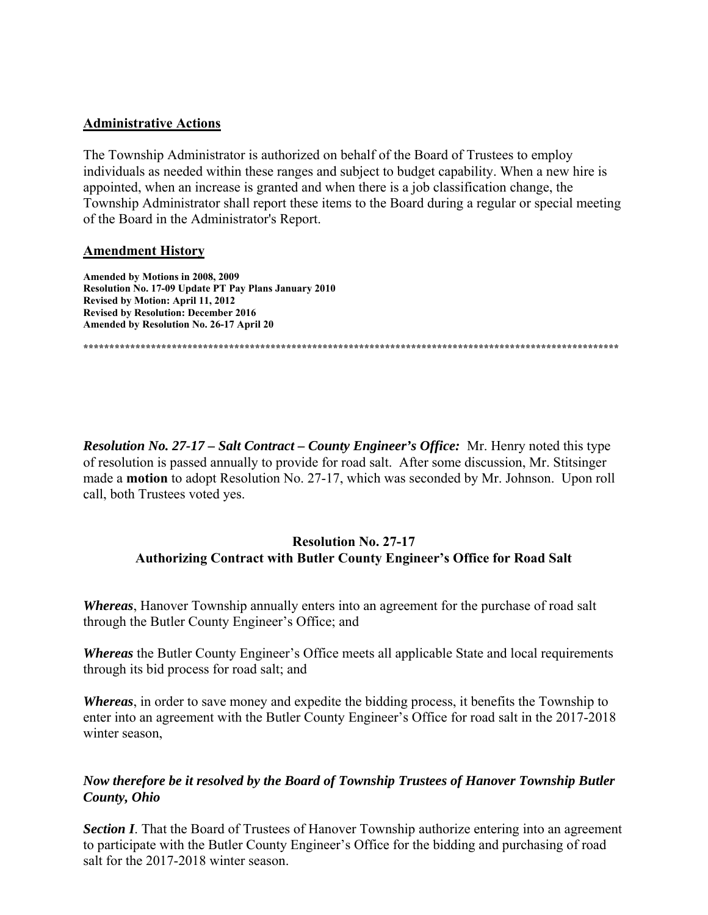**Administrative Actions**

The Township Administrator is authorized on behalf of the Board of Trustees to employ individuals as needed within these ranges and subject to budget capability. When a new hire is appointed, when an increase is granted and when there is a job classification change, the Township Administrator shall report these items to the Board during a regular or special meeting of the Board in the Administrator's Report.

**Amendment History**

**Amended by Motions in 2008, 2009**
**Resolution No. 17-09 Update PT Pay Plans January 2010**
**Revised by Motion: April 11, 2012**
**Revised by Resolution: December 2016**
**Amended by Resolution No. 26-17 April 20**

**************************************************************************************************************

***Resolution No. 27-17 – Salt Contract – County Engineer's Office:*** Mr. Henry noted this type of resolution is passed annually to provide for road salt. After some discussion, Mr. Stitsinger made a **motion** to adopt Resolution No. 27-17, which was seconded by Mr. Johnson. Upon roll call, both Trustees voted yes.

**Resolution No. 27-17**
**Authorizing Contract with Butler County Engineer's Office for Road Salt**

***Whereas***, Hanover Township annually enters into an agreement for the purchase of road salt through the Butler County Engineer's Office; and

***Whereas*** the Butler County Engineer's Office meets all applicable State and local requirements through its bid process for road salt; and

***Whereas***, in order to save money and expedite the bidding process, it benefits the Township to enter into an agreement with the Butler County Engineer's Office for road salt in the 2017-2018 winter season,

***Now therefore be it resolved by the Board of Township Trustees of Hanover Township Butler County, Ohio***

***Section I***. That the Board of Trustees of Hanover Township authorize entering into an agreement to participate with the Butler County Engineer's Office for the bidding and purchasing of road salt for the 2017-2018 winter season.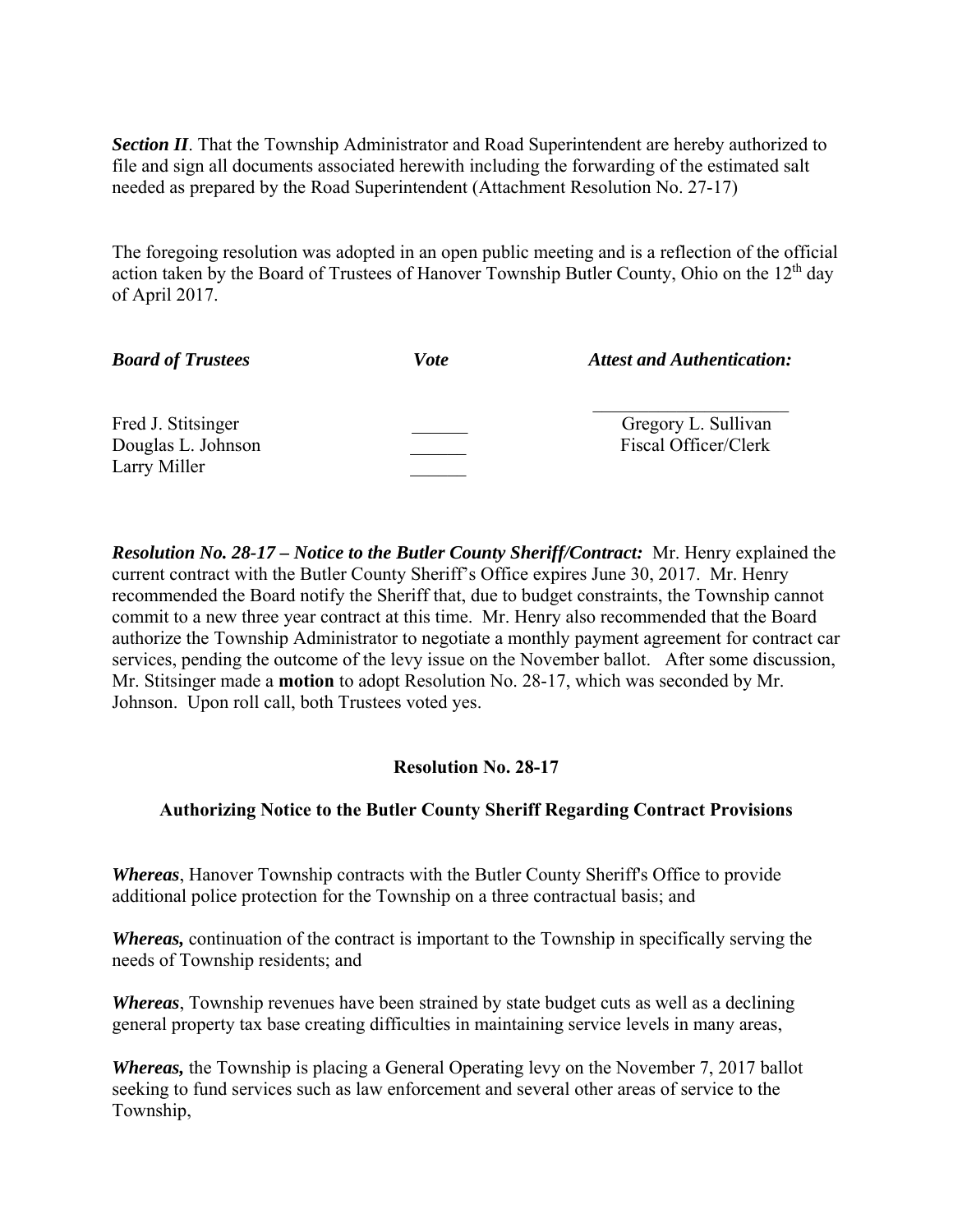***Section II***. That the Township Administrator and Road Superintendent are hereby authorized to file and sign all documents associated herewith including the forwarding of the estimated salt needed as prepared by the Road Superintendent (Attachment Resolution No. 27-17)

The foregoing resolution was adopted in an open public meeting and is a reflection of the official action taken by the Board of Trustees of Hanover Township Butler County, Ohio on the 12th day of April 2017.

| ***Board of Trustees*** | ***Vote*** | ***Attest and Authentication:*** |
|---|---|---|
| | | ____________________ |
| Fred J. Stitsinger | ______ | Gregory L. Sullivan |
| Douglas L. Johnson | ______ | Fiscal Officer/Clerk |
| Larry Miller | ______ | |

***Resolution No. 28-17 – Notice to the Butler County Sheriff/Contract:*** Mr. Henry explained the current contract with the Butler County Sheriff's Office expires June 30, 2017. Mr. Henry recommended the Board notify the Sheriff that, due to budget constraints, the Township cannot commit to a new three year contract at this time. Mr. Henry also recommended that the Board authorize the Township Administrator to negotiate a monthly payment agreement for contract car services, pending the outcome of the levy issue on the November ballot. After some discussion, Mr. Stitsinger made a **motion** to adopt Resolution No. 28-17, which was seconded by Mr. Johnson. Upon roll call, both Trustees voted yes.

**Resolution No. 28-17**

**Authorizing Notice to the Butler County Sheriff Regarding Contract Provisions**

***Whereas***, Hanover Township contracts with the Butler County Sheriff's Office to provide additional police protection for the Township on a three contractual basis; and

***Whereas,*** continuation of the contract is important to the Township in specifically serving the needs of Township residents; and

***Whereas***, Township revenues have been strained by state budget cuts as well as a declining general property tax base creating difficulties in maintaining service levels in many areas,

***Whereas,*** the Township is placing a General Operating levy on the November 7, 2017 ballot seeking to fund services such as law enforcement and several other areas of service to the Township,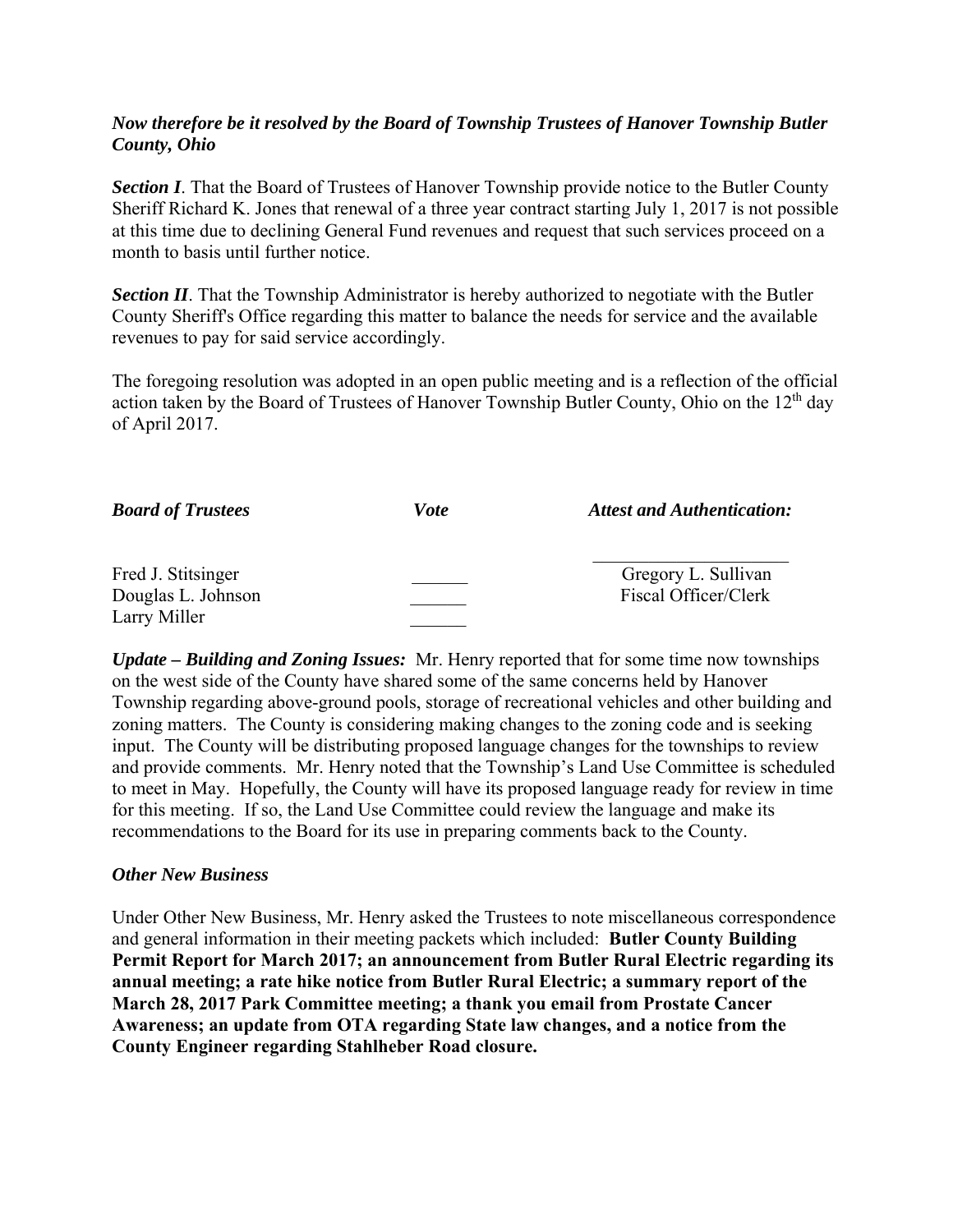***Now therefore be it resolved by the Board of Township Trustees of Hanover Township Butler County, Ohio***

***Section I***. That the Board of Trustees of Hanover Township provide notice to the Butler County Sheriff Richard K. Jones that renewal of a three year contract starting July 1, 2017 is not possible at this time due to declining General Fund revenues and request that such services proceed on a month to basis until further notice.

***Section II***. That the Township Administrator is hereby authorized to negotiate with the Butler County Sheriff's Office regarding this matter to balance the needs for service and the available revenues to pay for said service accordingly.

The foregoing resolution was adopted in an open public meeting and is a reflection of the official action taken by the Board of Trustees of Hanover Township Butler County, Ohio on the 12th day of April 2017.

| ***Board of Trustees*** | ***Vote*** | ***Attest and Authentication:*** |
|---|---|---|
| Fred J. Stitsinger | ______ | ____________________ |
| Douglas L. Johnson | ______ | Gregory L. Sullivan |
| Larry Miller | ______ | Fiscal Officer/Clerk |

***Update – Building and Zoning Issues:*** Mr. Henry reported that for some time now townships on the west side of the County have shared some of the same concerns held by Hanover Township regarding above-ground pools, storage of recreational vehicles and other building and zoning matters. The County is considering making changes to the zoning code and is seeking input. The County will be distributing proposed language changes for the townships to review and provide comments. Mr. Henry noted that the Township's Land Use Committee is scheduled to meet in May. Hopefully, the County will have its proposed language ready for review in time for this meeting. If so, the Land Use Committee could review the language and make its recommendations to the Board for its use in preparing comments back to the County.

***Other New Business***

Under Other New Business, Mr. Henry asked the Trustees to note miscellaneous correspondence and general information in their meeting packets which included: **Butler County Building Permit Report for March 2017; an announcement from Butler Rural Electric regarding its annual meeting; a rate hike notice from Butler Rural Electric; a summary report of the March 28, 2017 Park Committee meeting; a thank you email from Prostate Cancer Awareness; an update from OTA regarding State law changes, and a notice from the County Engineer regarding Stahlheber Road closure.**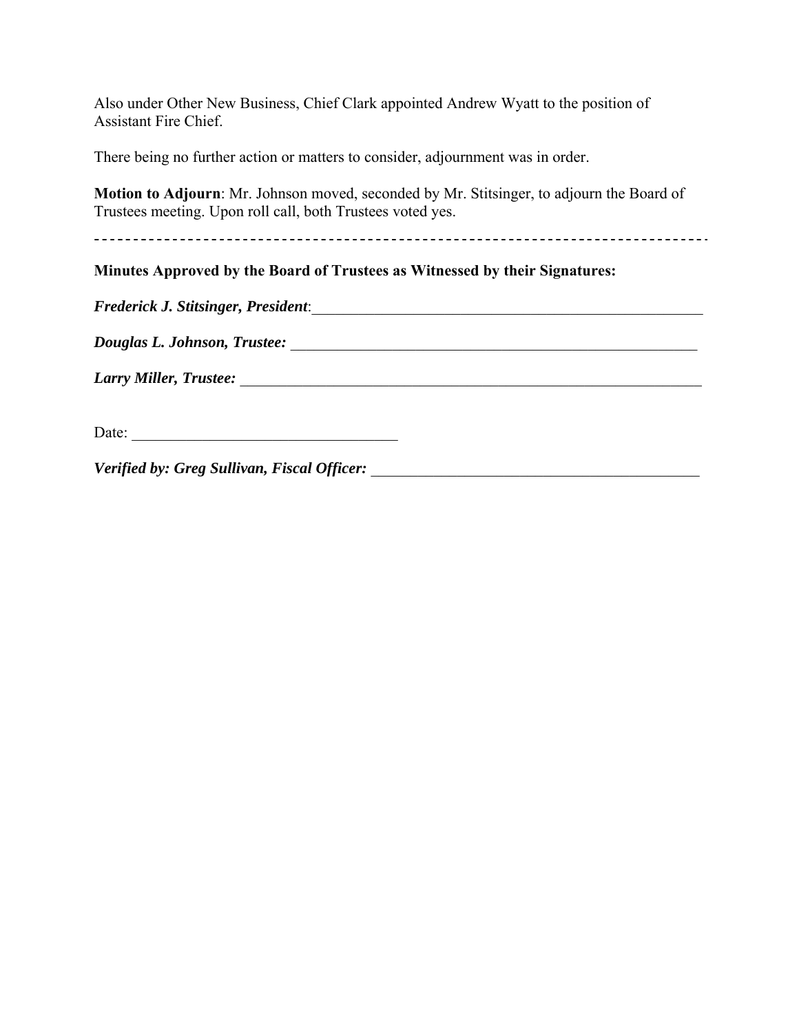Also under Other New Business, Chief Clark appointed Andrew Wyatt to the position of Assistant Fire Chief.

There being no further action or matters to consider, adjournment was in order.

**Motion to Adjourn**: Mr. Johnson moved, seconded by Mr. Stitsinger, to adjourn the Board of Trustees meeting. Upon roll call, both Trustees voted yes.

---

**Minutes Approved by the Board of Trustees as Witnessed by their Signatures:**

***Frederick J. Stitsinger, President***:_____________________________________________________

***Douglas L. Johnson, Trustee:*** _______________________________________________________

***Larry Miller, Trustee:*** _____________________________________________________________

Date: ___________________________________

***Verified by: Greg Sullivan, Fiscal Officer:*** ____________________________________________